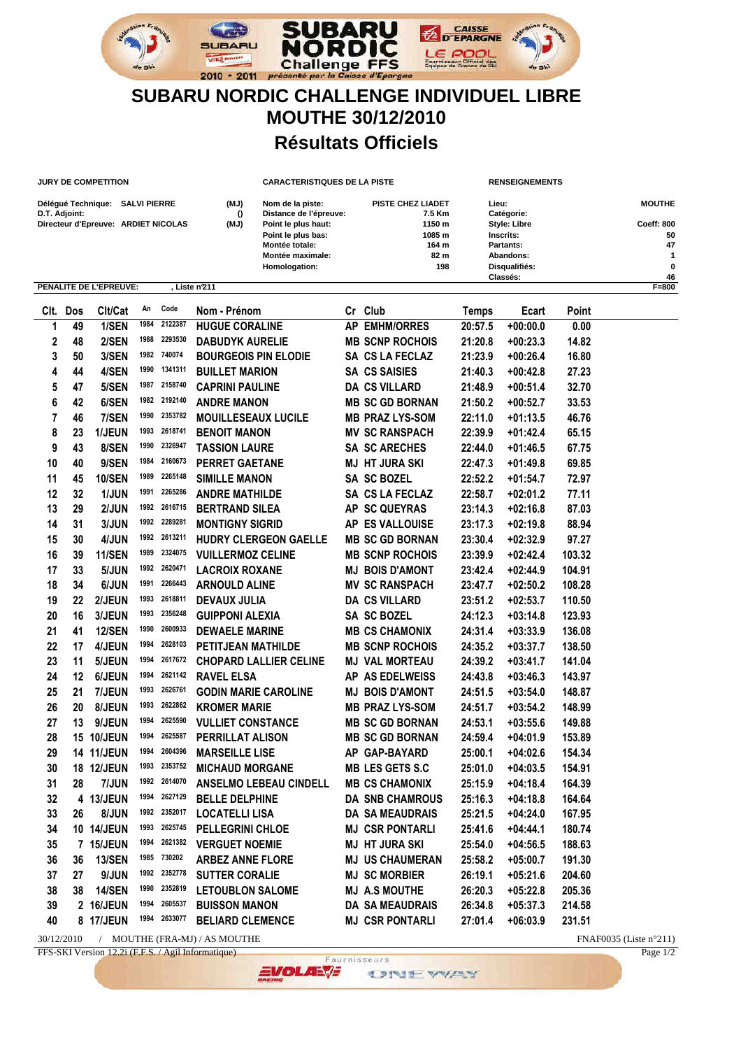# SUBARU NORDIC CHALLENGE INDIVIDUEL LIBRE

## MOUTHE 30/12/2010

## Résultats Officiels

**JURY DE COMPETITION**

| | | |
|---|---|---|
| Délégué Technique: | SALVI PIERRE | (MJ) |
| D.T. Adjoint: | | () |
| Directeur d'Epreuve: | ARDIET NICOLAS | (MJ) |

**CARACTERISTIQUES DE LA PISTE**

| | |
|---|---|
| Nom de la piste: | PISTE CHEZ LIADET |
| Distance de l'épreuve: | 7.5 Km |
| Point le plus haut: | 1150 m |
| Point le plus bas: | 1085 m |
| Montée totale: | 164 m |
| Montée maximale: | 82 m |
| Homologation: | 198 |

**RENSEIGNEMENTS**

| | |
|---|---|
| Lieu: | MOUTHE |
| Catégorie: | |
| Style: Libre | Coeff: 800 |
| Inscrits: | 50 |
| Partants: | 47 |
| Abandons: | 1 |
| Disqualifiés: | 0 |
| Classés: | 46 |

**PENALITE DE L'EPREUVE:** , Liste n°211 F=800

| Clt. | Dos | Clt/Cat | An | Code | Nom - Prénom | Cr | Club | Temps | Ecart | Point |
|---|---|---|---|---|---|---|---|---|---|---|
| 1 | 49 | 1/SEN | 1984 | 2122387 | HUGUE CORALINE | AP | EMHM/ORRES | 20:57.5 | +00:00.0 | 0.00 |
| 2 | 48 | 2/SEN | 1988 | 2293530 | DABUDYK AURELIE | MB | SCNP ROCHOIS | 21:20.8 | +00:23.3 | 14.82 |
| 3 | 50 | 3/SEN | 1982 | 2353782 | BOURGEOIS PIN ELODIE | SA | CS LA FECLAZ | 21:23.9 | +00:26.4 | 16.80 |
| 4 | 44 | 4/SEN | 1990 | 1341311 | BUILLET MARION | SA | CS SAISIES | 21:40.3 | +00:42.8 | 27.23 |
| 5 | 47 | 5/SEN | 1987 | 2158740 | CAPRINI PAULINE | DA | CS VILLARD | 21:48.9 | +00:51.4 | 32.70 |
| 6 | 42 | 6/SEN | 1982 | 2192140 | ANDRE MANON | MB | SC GD BORNAN | 21:50.2 | +00:52.7 | 33.53 |
| 7 | 46 | 7/SEN | 1990 | 2353782 | MOUILLESEAUX LUCILE | MB | PRAZ LYS-SOM | 22:11.0 | +01:13.5 | 46.76 |
| 8 | 23 | 1/JEUN | 1993 | 2618741 | BENOIT MANON | MV | SC RANSPACH | 22:39.9 | +01:42.4 | 65.15 |
| 9 | 43 | 8/SEN | 1990 | 2326947 | TASSION LAURE | SA | SC ARECHES | 22:44.0 | +01:46.5 | 67.75 |
| 10 | 40 | 9/SEN | 1984 | 2160673 | PERRET GAETANE | MJ | HT JURA SKI | 22:47.3 | +01:49.8 | 69.85 |
| 11 | 45 | 10/SEN | 1989 | 2265148 | SIMILLE MANON | SA | SC BOZEL | 22:52.2 | +01:54.7 | 72.97 |
| 12 | 32 | 1/JUN | 1991 | 2265286 | ANDRE MATHILDE | SA | CS LA FECLAZ | 22:58.7 | +02:01.2 | 77.11 |
| 13 | 29 | 2/JUN | 1992 | 2616715 | BERTRAND SILEA | AP | SC QUEYRAS | 23:14.3 | +02:16.8 | 87.03 |
| 14 | 31 | 3/JUN | 1992 | 2289281 | MONTIGNY SIGRID | AP | ES VALLOUISE | 23:17.3 | +02:19.8 | 88.94 |
| 15 | 30 | 4/JUN | 1992 | 2613211 | HUDRY CLERGEON GAELLE | MB | SC GD BORNAN | 23:30.4 | +02:32.9 | 97.27 |
| 16 | 39 | 11/SEN | 1989 | 2324075 | VUILLERMOZ CELINE | MB | SCNP ROCHOIS | 23:39.9 | +02:42.4 | 103.32 |
| 17 | 33 | 5/JUN | 1992 | 2620471 | LACROIX ROXANE | MJ | BOIS D'AMONT | 23:42.4 | +02:44.9 | 104.91 |
| 18 | 34 | 6/JUN | 1991 | 2266443 | ARNOULD ALINE | MV | SC RANSPACH | 23:47.7 | +02:50.2 | 108.28 |
| 19 | 22 | 2/JEUN | 1993 | 2618811 | DEVAUX JULIA | DA | CS VILLARD | 23:51.2 | +02:53.7 | 110.50 |
| 20 | 16 | 3/JEUN | 1993 | 2356248 | GUIPPONI ALEXIA | SA | SC BOZEL | 24:12.3 | +03:14.8 | 123.93 |
| 21 | 41 | 12/SEN | 1990 | 2600933 | DEWAELE MARINE | MB | CS CHAMONIX | 24:31.4 | +03:33.9 | 136.08 |
| 22 | 17 | 4/JEUN | 1994 | 2628103 | PETITJEAN MATHILDE | MB | SCNP ROCHOIS | 24:35.2 | +03:37.7 | 138.50 |
| 23 | 11 | 5/JEUN | 1994 | 2617672 | CHOPARD LALLIER CELINE | MJ | VAL MORTEAU | 24:39.2 | +03:41.7 | 141.04 |
| 24 | 12 | 6/JEUN | 1994 | 2621142 | RAVEL ELSA | AP | AS EDELWEISS | 24:43.8 | +03:46.3 | 143.97 |
| 25 | 21 | 7/JEUN | 1993 | 2626761 | GODIN MARIE CAROLINE | MJ | BOIS D'AMONT | 24:51.5 | +03:54.0 | 148.87 |
| 26 | 20 | 8/JEUN | 1993 | 2622862 | KROMER MARIE | MB | PRAZ LYS-SOM | 24:51.7 | +03:54.2 | 148.99 |
| 27 | 13 | 9/JEUN | 1994 | 2625590 | VULLIET CONSTANCE | MB | SC GD BORNAN | 24:53.1 | +03:55.6 | 149.88 |
| 28 | 15 | 10/JEUN | 1994 | 2625587 | PERRILLAT ALISON | MB | SC GD BORNAN | 24:59.4 | +04:01.9 | 153.89 |
| 29 | 14 | 11/JEUN | 1994 | 2604396 | MARSEILLE LISE | AP | GAP-BAYARD | 25:00.1 | +04:02.6 | 154.34 |
| 30 | 18 | 12/JEUN | 1993 | 2353752 | MICHAUD MORGANE | MB | LES GETS S.C | 25:01.0 | +04:03.5 | 154.91 |
| 31 | 28 | 7/JUN | 1992 | 2614070 | ANSELMO LEBEAU CINDELL | MB | CS CHAMONIX | 25:15.9 | +04:18.4 | 164.39 |
| 32 | 4 | 13/JEUN | 1994 | 2627129 | BELLE DELPHINE | DA | SNB CHAMROUS | 25:16.3 | +04:18.8 | 164.64 |
| 33 | 26 | 8/JUN | 1992 | 2352017 | LOCATELLI LISA | DA | SA MEAUDRAIS | 25:21.5 | +04:24.0 | 167.95 |
| 34 | 10 | 14/JEUN | 1993 | 2625745 | PELLEGRINI CHLOE | MJ | CSR PONTARLI | 25:41.6 | +04:44.1 | 180.74 |
| 35 | 7 | 15/JEUN | 1994 | 2621382 | VERGUET NOEMIE | MJ | HT JURA SKI | 25:54.0 | +04:56.5 | 188.63 |
| 36 | 36 | 13/SEN | 1985 | 730202 | ARBEZ ANNE FLORE | MJ | US CHAUMERAN | 25:58.2 | +05:00.7 | 191.30 |
| 37 | 27 | 9/JUN | 1992 | 2352778 | SUTTER CORALIE | MJ | SC MORBIER | 26:19.1 | +05:21.6 | 204.60 |
| 38 | 38 | 14/SEN | 1990 | 2352819 | LETOUBLON SALOME | MJ | A.S MOUTHE | 26:20.3 | +05:22.8 | 205.36 |
| 39 | 2 | 16/JEUN | 1994 | 2605537 | BUISSON MANON | DA | SA MEAUDRAIS | 26:34.8 | +05:37.3 | 214.58 |
| 40 | 8 | 17/JEUN | 1994 | 2633077 | BELIARD CLEMENCE | MJ | CSR PONTARLI | 27:01.4 | +06:03.9 | 231.51 |

30/12/2010 / MOUTHE (FRA-MJ) / AS MOUTHE — FNAF0035 (Liste n°211)

FFS-SKI Version 12.2i (F.F.S. / Agil Informatique)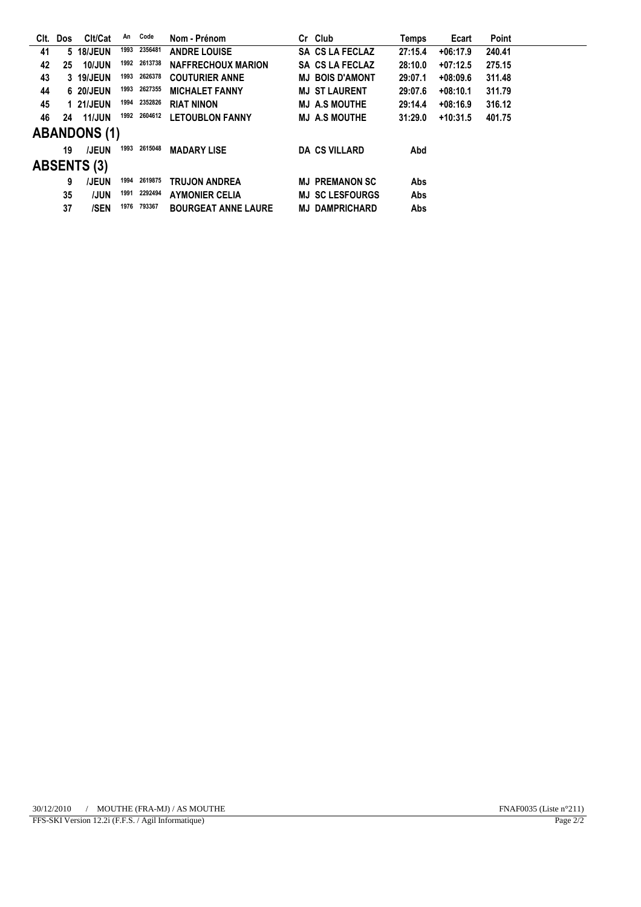| Clt. | Dos | Clt/Cat | An | Code | Nom - Prénom | Cr | Club | Temps | Ecart | Point |
|---|---|---|---|---|---|---|---|---|---|---|
| 41 | 5 | 18/JEUN | 1993 | 2356481 | ANDRE LOUISE | SA | CS LA FECLAZ | 27:15.4 | +06:17.9 | 240.41 |
| 42 | 25 | 10/JUN | 1992 | 2613738 | NAFFRECHOUX MARION | SA | CS LA FECLAZ | 28:10.0 | +07:12.5 | 275.15 |
| 43 | 3 | 19/JEUN | 1993 | 2626378 | COUTURIER ANNE | MJ | BOIS D'AMONT | 29:07.1 | +08:09.6 | 311.48 |
| 44 | 6 | 20/JEUN | 1993 | 2627355 | MICHALET FANNY | MJ | ST LAURENT | 29:07.6 | +08:10.1 | 311.79 |
| 45 | 1 | 21/JEUN | 1994 | 2352826 | RIAT NINON | MJ | A.S MOUTHE | 29:14.4 | +08:16.9 | 316.12 |
| 46 | 24 | 11/JUN | 1992 | 2604612 | LETOUBLON FANNY | MJ | A.S MOUTHE | 31:29.0 | +10:31.5 | 401.75 |

## ABANDONS (1)

| Clt. | Dos | Clt/Cat | An | Code | Nom - Prénom | Cr | Club | Temps |
|---|---|---|---|---|---|---|---|---|
| | 19 | /JEUN | 1993 | 2615048 | MADARY LISE | DA | CS VILLARD | Abd |

## ABSENTS (3)

| Clt. | Dos | Clt/Cat | An | Code | Nom - Prénom | Cr | Club | Temps |
|---|---|---|---|---|---|---|---|---|
| | 9 | /JEUN | 1994 | 2619875 | TRUJON ANDREA | MJ | PREMANON SC | Abs |
| | 35 | /JUN | 1991 | 2292494 | AYMONIER CELIA | MJ | SC LESFOURGS | Abs |
| | 37 | /SEN | 1976 | 793367 | BOURGEAT ANNE LAURE | MJ | DAMPRICHARD | Abs |

30/12/2010 / MOUTHE (FRA-MJ) / AS MOUTHE FNAF0035 (Liste n°211)

FFS-SKI Version 12.2i (F.F.S. / Agil Informatique)